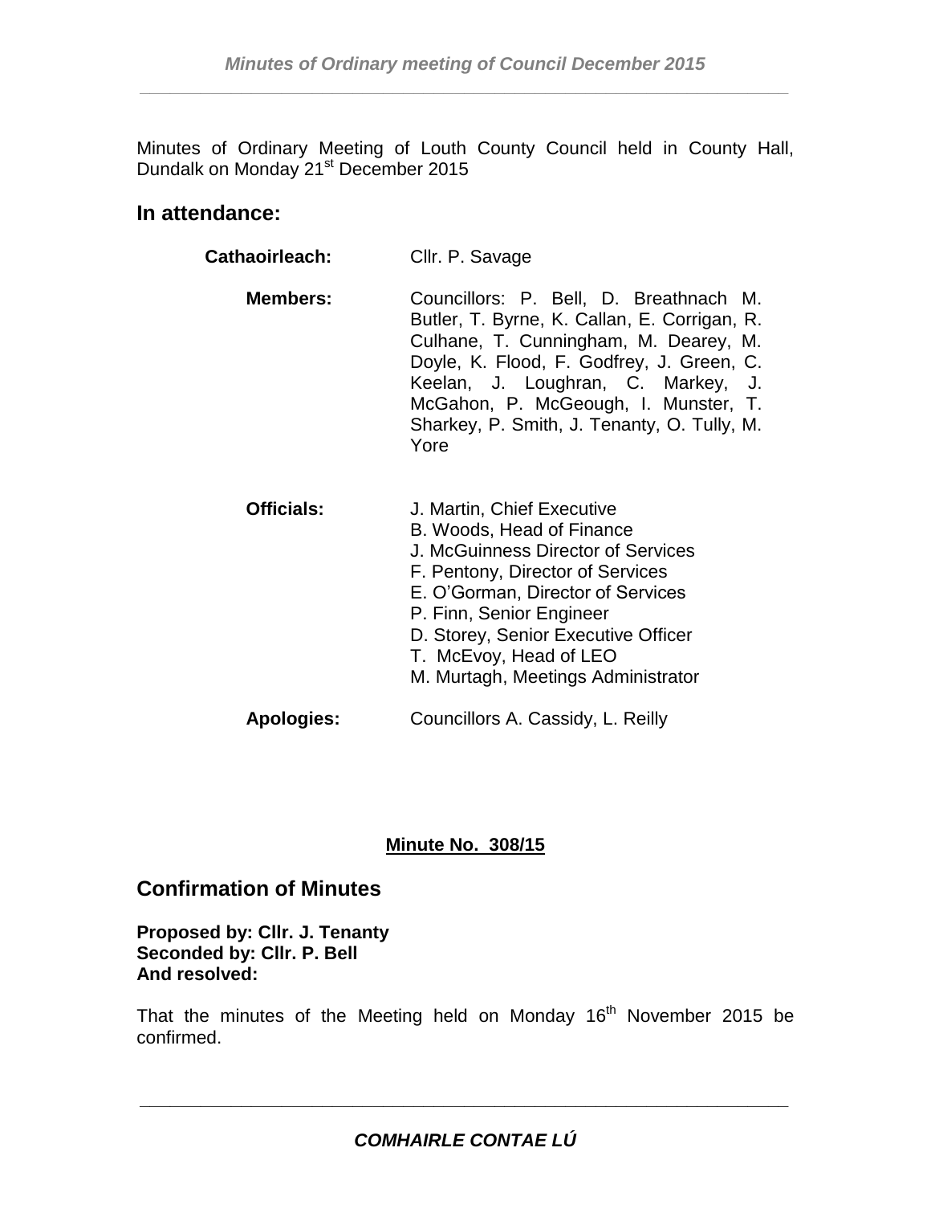Minutes of Ordinary Meeting of Louth County Council held in County Hall, Dundalk on Monday 21st December 2015

## In attendance:

| | |
|---|---|
| **Cathaoirleach:** | Cllr. P. Savage |
| **Members:** | Councillors: P. Bell, D. Breathnach M. Butler, T. Byrne, K. Callan, E. Corrigan, R. Culhane, T. Cunningham, M. Dearey, M. Doyle, K. Flood, F. Godfrey, J. Green, C. Keelan, J. Loughran, C. Markey, J. McGahon, P. McGeough, I. Munster, T. Sharkey, P. Smith, J. Tenanty, O. Tully, M. Yore |
| **Officials:** | J. Martin, Chief Executive<br>B. Woods, Head of Finance<br>J. McGuinness Director of Services<br>F. Pentony, Director of Services<br>E. O'Gorman, Director of Services<br>P. Finn, Senior Engineer<br>D. Storey, Senior Executive Officer<br>T. McEvoy, Head of LEO<br>M. Murtagh, Meetings Administrator |
| **Apologies:** | Councillors A. Cassidy, L. Reilly |

**Minute No. 308/15**

## Confirmation of Minutes

**Proposed by: Cllr. J. Tenanty**
**Seconded by: Cllr. P. Bell**
**And resolved:**

That the minutes of the Meeting held on Monday 16th November 2015 be confirmed.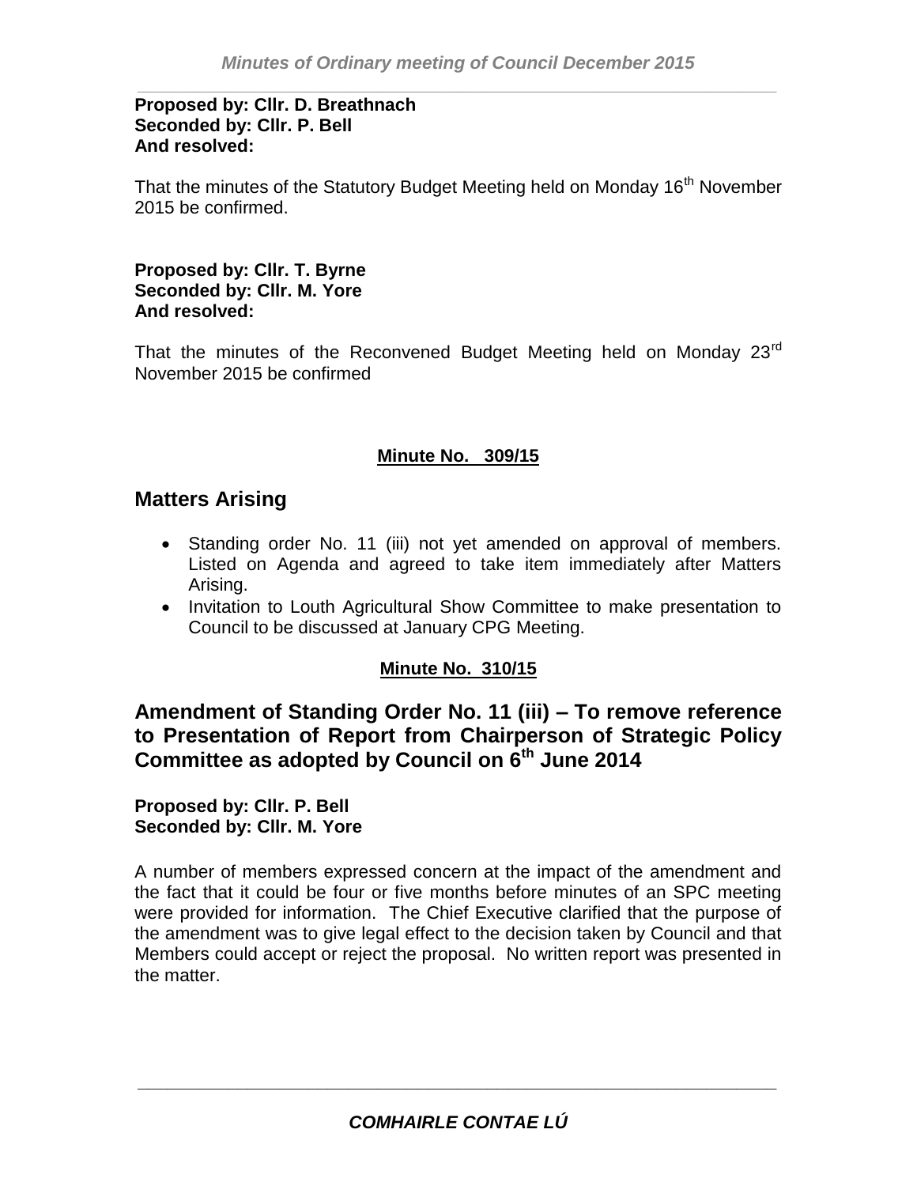**Proposed by: Cllr. D. Breathnach**
**Seconded by: Cllr. P. Bell**
**And resolved:**

That the minutes of the Statutory Budget Meeting held on Monday 16th November 2015 be confirmed.

**Proposed by: Cllr. T. Byrne**
**Seconded by: Cllr. M. Yore**
**And resolved:**

That the minutes of the Reconvened Budget Meeting held on Monday 23rd November 2015 be confirmed

**Minute No. 309/15**

## Matters Arising

- Standing order No. 11 (iii) not yet amended on approval of members. Listed on Agenda and agreed to take item immediately after Matters Arising.
- Invitation to Louth Agricultural Show Committee to make presentation to Council to be discussed at January CPG Meeting.

**Minute No. 310/15**

## Amendment of Standing Order No. 11 (iii) – To remove reference to Presentation of Report from Chairperson of Strategic Policy Committee as adopted by Council on 6th June 2014

**Proposed by: Cllr. P. Bell**
**Seconded by: Cllr. M. Yore**

A number of members expressed concern at the impact of the amendment and the fact that it could be four or five months before minutes of an SPC meeting were provided for information. The Chief Executive clarified that the purpose of the amendment was to give legal effect to the decision taken by Council and that Members could accept or reject the proposal. No written report was presented in the matter.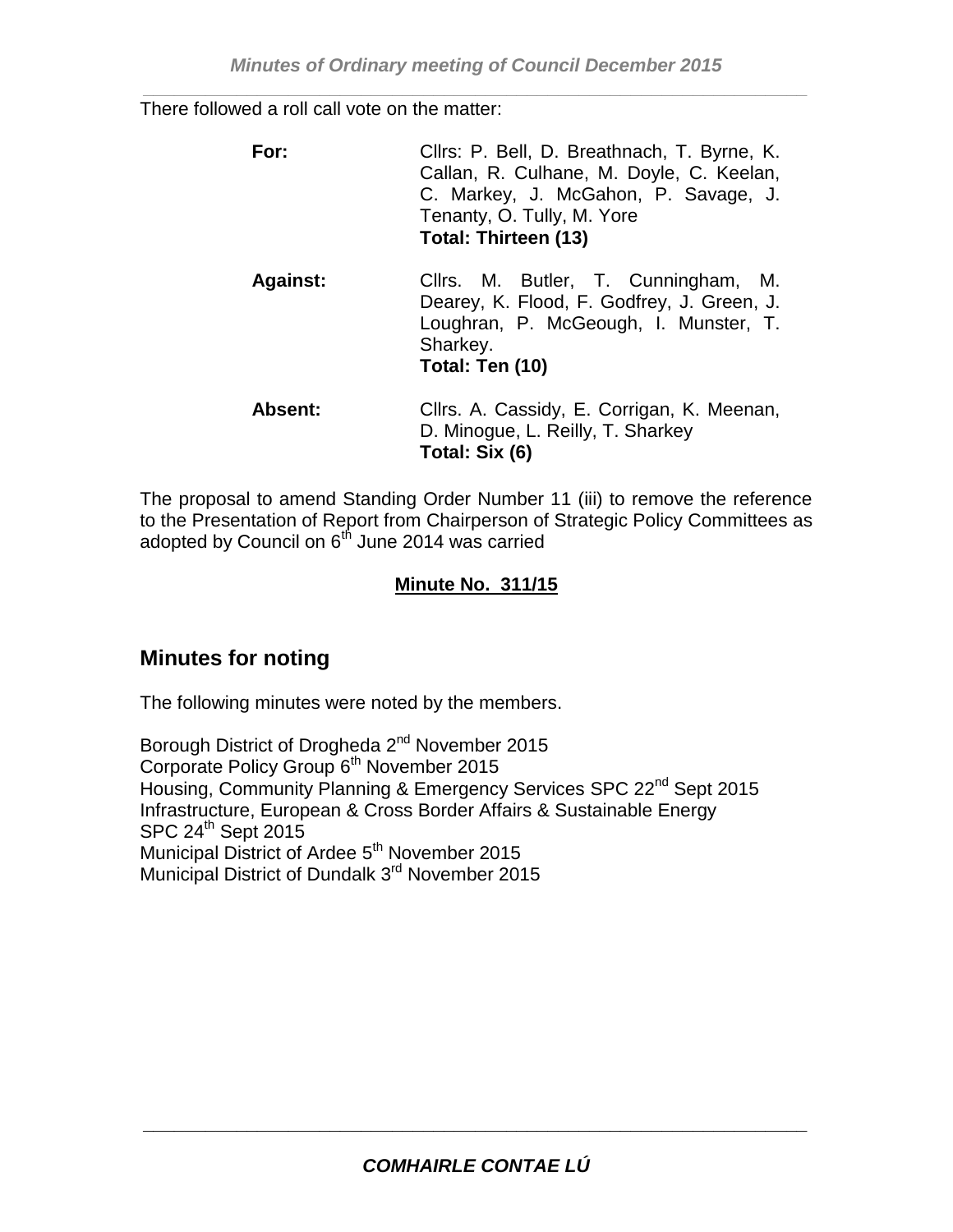There followed a roll call vote on the matter:

| | |
|---|---|
| **For:** | Cllrs: P. Bell, D. Breathnach, T. Byrne, K. Callan, R. Culhane, M. Doyle, C. Keelan, C. Markey, J. McGahon, P. Savage, J. Tenanty, O. Tully, M. Yore **Total: Thirteen (13)** |
| **Against:** | Cllrs. M. Butler, T. Cunningham, M. Dearey, K. Flood, F. Godfrey, J. Green, J. Loughran, P. McGeough, I. Munster, T. Sharkey. **Total: Ten (10)** |
| **Absent:** | Cllrs. A. Cassidy, E. Corrigan, K. Meenan, D. Minogue, L. Reilly, T. Sharkey **Total: Six (6)** |

The proposal to amend Standing Order Number 11 (iii) to remove the reference to the Presentation of Report from Chairperson of Strategic Policy Committees as adopted by Council on 6th June 2014 was carried

**Minute No. 311/15**

## Minutes for noting

The following minutes were noted by the members.

Borough District of Drogheda 2nd November 2015
Corporate Policy Group 6th November 2015
Housing, Community Planning & Emergency Services SPC 22nd Sept 2015
Infrastructure, European & Cross Border Affairs & Sustainable Energy SPC 24th Sept 2015
Municipal District of Ardee 5th November 2015
Municipal District of Dundalk 3rd November 2015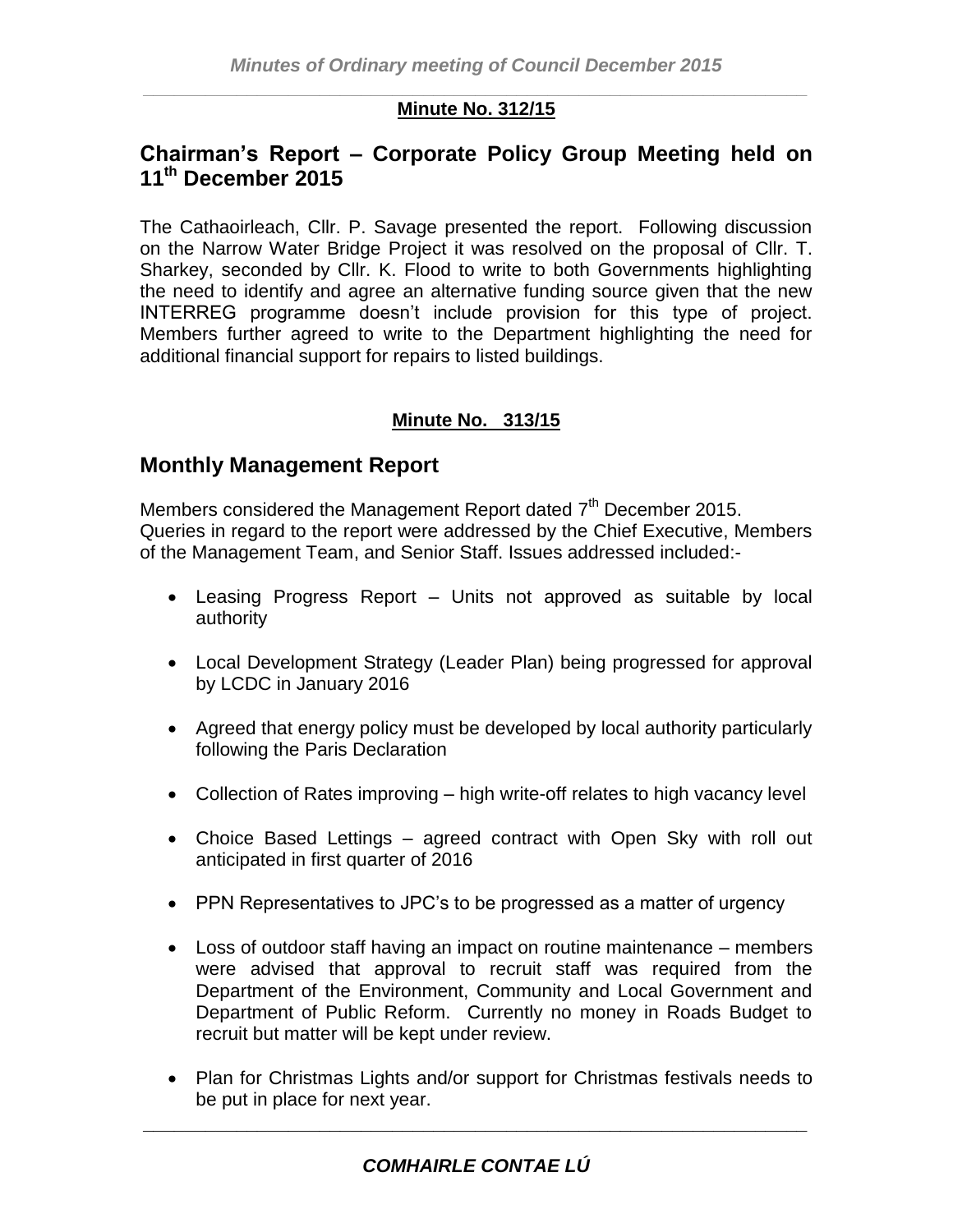**Minute No. 312/15**

## Chairman's Report – Corporate Policy Group Meeting held on 11th December 2015

The Cathaoirleach, Cllr. P. Savage presented the report. Following discussion on the Narrow Water Bridge Project it was resolved on the proposal of Cllr. T. Sharkey, seconded by Cllr. K. Flood to write to both Governments highlighting the need to identify and agree an alternative funding source given that the new INTERREG programme doesn't include provision for this type of project. Members further agreed to write to the Department highlighting the need for additional financial support for repairs to listed buildings.

**Minute No. 313/15**

## Monthly Management Report

Members considered the Management Report dated 7th December 2015. Queries in regard to the report were addressed by the Chief Executive, Members of the Management Team, and Senior Staff. Issues addressed included:-

- Leasing Progress Report – Units not approved as suitable by local authority
- Local Development Strategy (Leader Plan) being progressed for approval by LCDC in January 2016
- Agreed that energy policy must be developed by local authority particularly following the Paris Declaration
- Collection of Rates improving – high write-off relates to high vacancy level
- Choice Based Lettings – agreed contract with Open Sky with roll out anticipated in first quarter of 2016
- PPN Representatives to JPC's to be progressed as a matter of urgency
- Loss of outdoor staff having an impact on routine maintenance – members were advised that approval to recruit staff was required from the Department of the Environment, Community and Local Government and Department of Public Reform. Currently no money in Roads Budget to recruit but matter will be kept under review.
- Plan for Christmas Lights and/or support for Christmas festivals needs to be put in place for next year.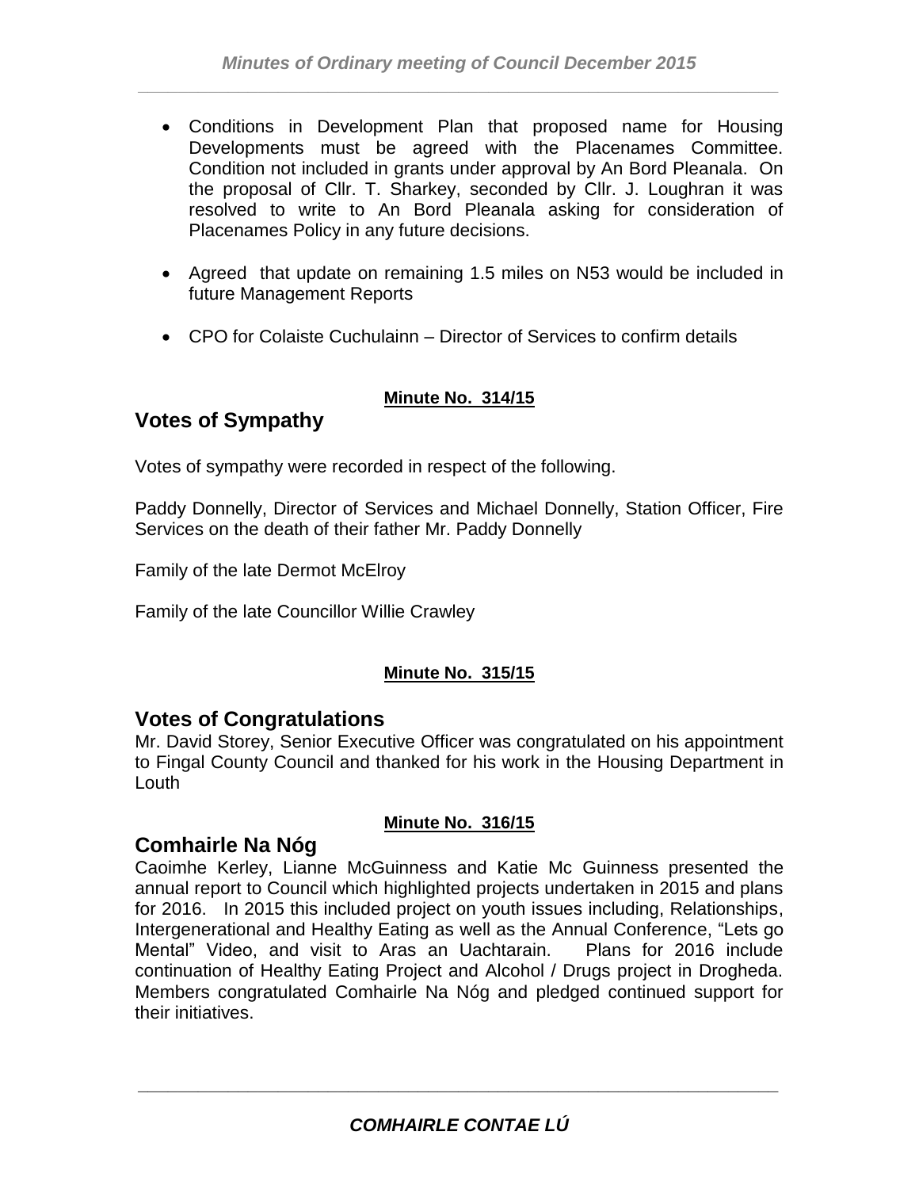- Conditions in Development Plan that proposed name for Housing Developments must be agreed with the Placenames Committee. Condition not included in grants under approval by An Bord Pleanala. On the proposal of Cllr. T. Sharkey, seconded by Cllr. J. Loughran it was resolved to write to An Bord Pleanala asking for consideration of Placenames Policy in any future decisions.

- Agreed that update on remaining 1.5 miles on N53 would be included in future Management Reports

- CPO for Colaiste Cuchulainn – Director of Services to confirm details

**Minute No. 314/15**

## Votes of Sympathy

Votes of sympathy were recorded in respect of the following.

Paddy Donnelly, Director of Services and Michael Donnelly, Station Officer, Fire Services on the death of their father Mr. Paddy Donnelly

Family of the late Dermot McElroy

Family of the late Councillor Willie Crawley

**Minute No. 315/15**

## Votes of Congratulations

Mr. David Storey, Senior Executive Officer was congratulated on his appointment to Fingal County Council and thanked for his work in the Housing Department in Louth

**Minute No. 316/15**

## Comhairle Na Nóg

Caoimhe Kerley, Lianne McGuinness and Katie Mc Guinness presented the annual report to Council which highlighted projects undertaken in 2015 and plans for 2016. In 2015 this included project on youth issues including, Relationships, Intergenerational and Healthy Eating as well as the Annual Conference, "Lets go Mental" Video, and visit to Aras an Uachtarain. Plans for 2016 include continuation of Healthy Eating Project and Alcohol / Drugs project in Drogheda. Members congratulated Comhairle Na Nóg and pledged continued support for their initiatives.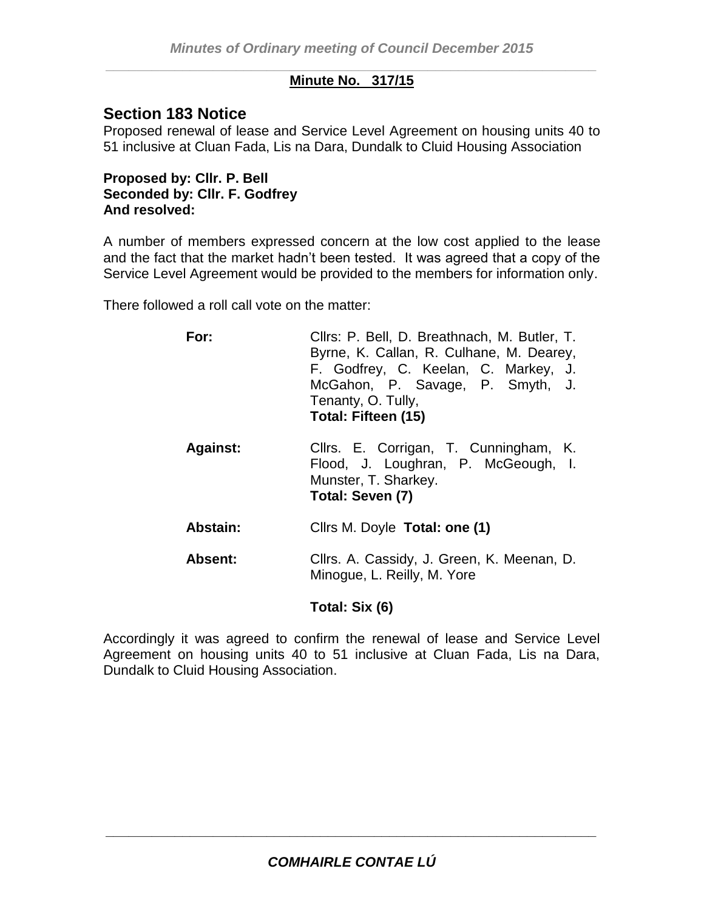**Minute No. 317/15**

## Section 183 Notice

Proposed renewal of lease and Service Level Agreement on housing units 40 to 51 inclusive at Cluan Fada, Lis na Dara, Dundalk to Cluid Housing Association

**Proposed by: Cllr. P. Bell**
**Seconded by: Cllr. F. Godfrey**
**And resolved:**

A number of members expressed concern at the low cost applied to the lease and the fact that the market hadn't been tested. It was agreed that a copy of the Service Level Agreement would be provided to the members for information only.

There followed a roll call vote on the matter:

**For:** Cllrs: P. Bell, D. Breathnach, M. Butler, T. Byrne, K. Callan, R. Culhane, M. Dearey, F. Godfrey, C. Keelan, C. Markey, J. McGahon, P. Savage, P. Smyth, J. Tenanty, O. Tully,
**Total: Fifteen (15)**

**Against:** Cllrs. E. Corrigan, T. Cunningham, K. Flood, J. Loughran, P. McGeough, I. Munster, T. Sharkey.
**Total: Seven (7)**

**Abstain:** Cllrs M. Doyle **Total: one (1)**

**Absent:** Cllrs. A. Cassidy, J. Green, K. Meenan, D. Minogue, L. Reilly, M. Yore

**Total: Six (6)**

Accordingly it was agreed to confirm the renewal of lease and Service Level Agreement on housing units 40 to 51 inclusive at Cluan Fada, Lis na Dara, Dundalk to Cluid Housing Association.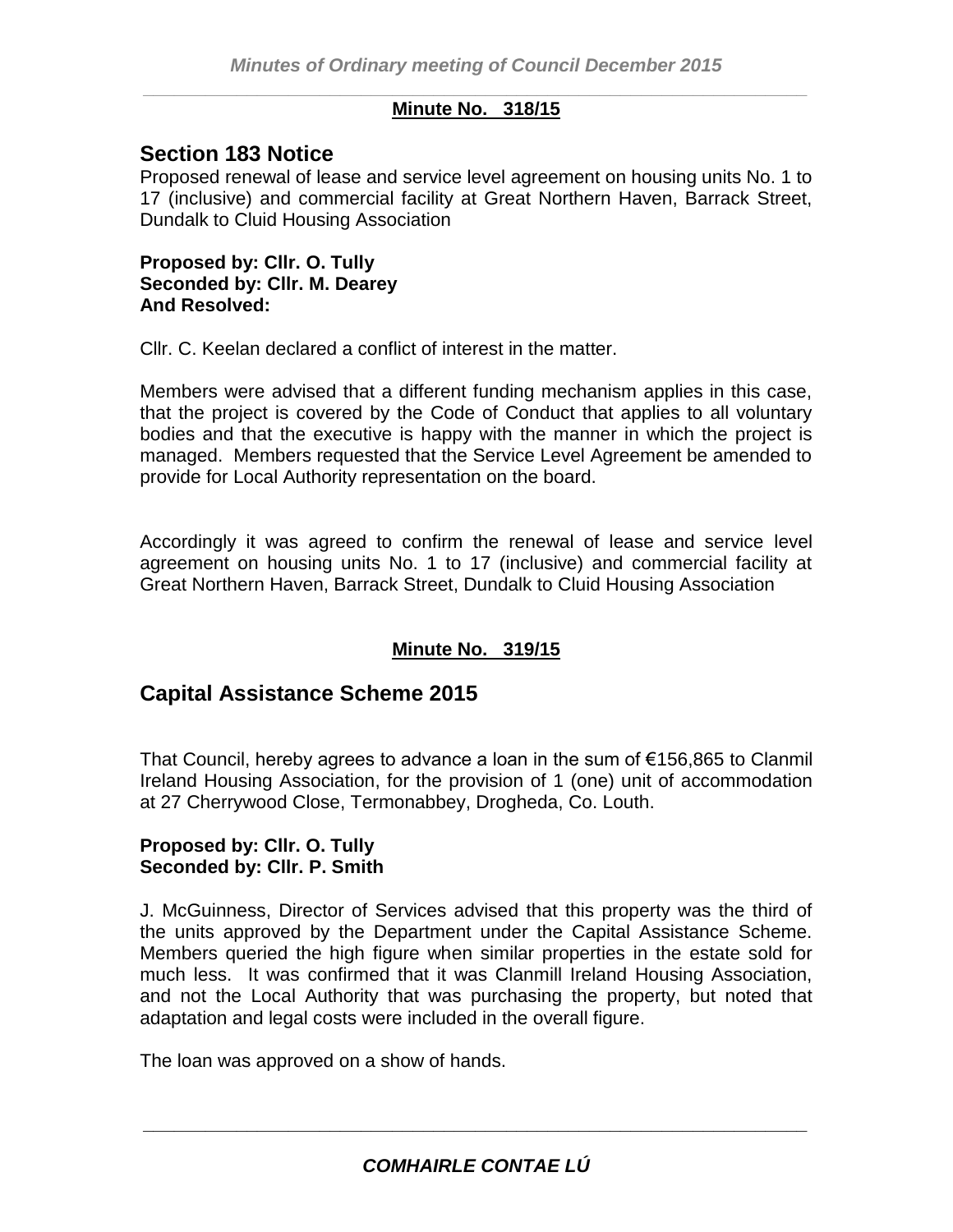**Minute No. 318/15**

## Section 183 Notice

Proposed renewal of lease and service level agreement on housing units No. 1 to 17 (inclusive) and commercial facility at Great Northern Haven, Barrack Street, Dundalk to Cluid Housing Association

**Proposed by: Cllr. O. Tully**
**Seconded by: Cllr. M. Dearey**
**And Resolved:**

Cllr. C. Keelan declared a conflict of interest in the matter.

Members were advised that a different funding mechanism applies in this case, that the project is covered by the Code of Conduct that applies to all voluntary bodies and that the executive is happy with the manner in which the project is managed. Members requested that the Service Level Agreement be amended to provide for Local Authority representation on the board.

Accordingly it was agreed to confirm the renewal of lease and service level agreement on housing units No. 1 to 17 (inclusive) and commercial facility at Great Northern Haven, Barrack Street, Dundalk to Cluid Housing Association

**Minute No. 319/15**

## Capital Assistance Scheme 2015

That Council, hereby agrees to advance a loan in the sum of €156,865 to Clanmil Ireland Housing Association, for the provision of 1 (one) unit of accommodation at 27 Cherrywood Close, Termonabbey, Drogheda, Co. Louth.

**Proposed by: Cllr. O. Tully**
**Seconded by: Cllr. P. Smith**

J. McGuinness, Director of Services advised that this property was the third of the units approved by the Department under the Capital Assistance Scheme. Members queried the high figure when similar properties in the estate sold for much less. It was confirmed that it was Clanmill Ireland Housing Association, and not the Local Authority that was purchasing the property, but noted that adaptation and legal costs were included in the overall figure.

The loan was approved on a show of hands.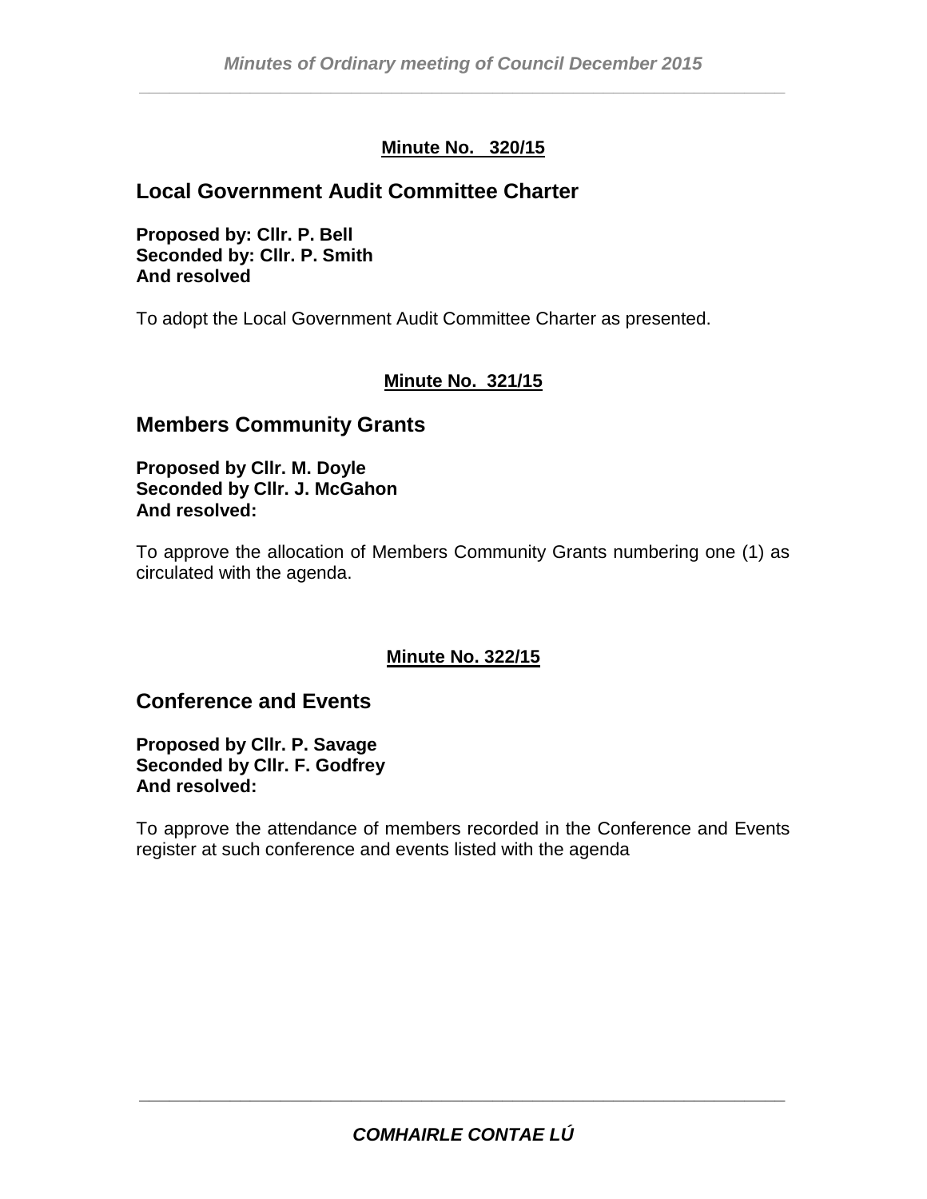**Minute No. 320/15**

## Local Government Audit Committee Charter

**Proposed by: Cllr. P. Bell**
**Seconded by: Cllr. P. Smith**
**And resolved**

To adopt the Local Government Audit Committee Charter as presented.

**Minute No. 321/15**

## Members Community Grants

**Proposed by Cllr. M. Doyle**
**Seconded by Cllr. J. McGahon**
**And resolved:**

To approve the allocation of Members Community Grants numbering one (1) as circulated with the agenda.

**Minute No. 322/15**

## Conference and Events

**Proposed by Cllr. P. Savage**
**Seconded by Cllr. F. Godfrey**
**And resolved:**

To approve the attendance of members recorded in the Conference and Events register at such conference and events listed with the agenda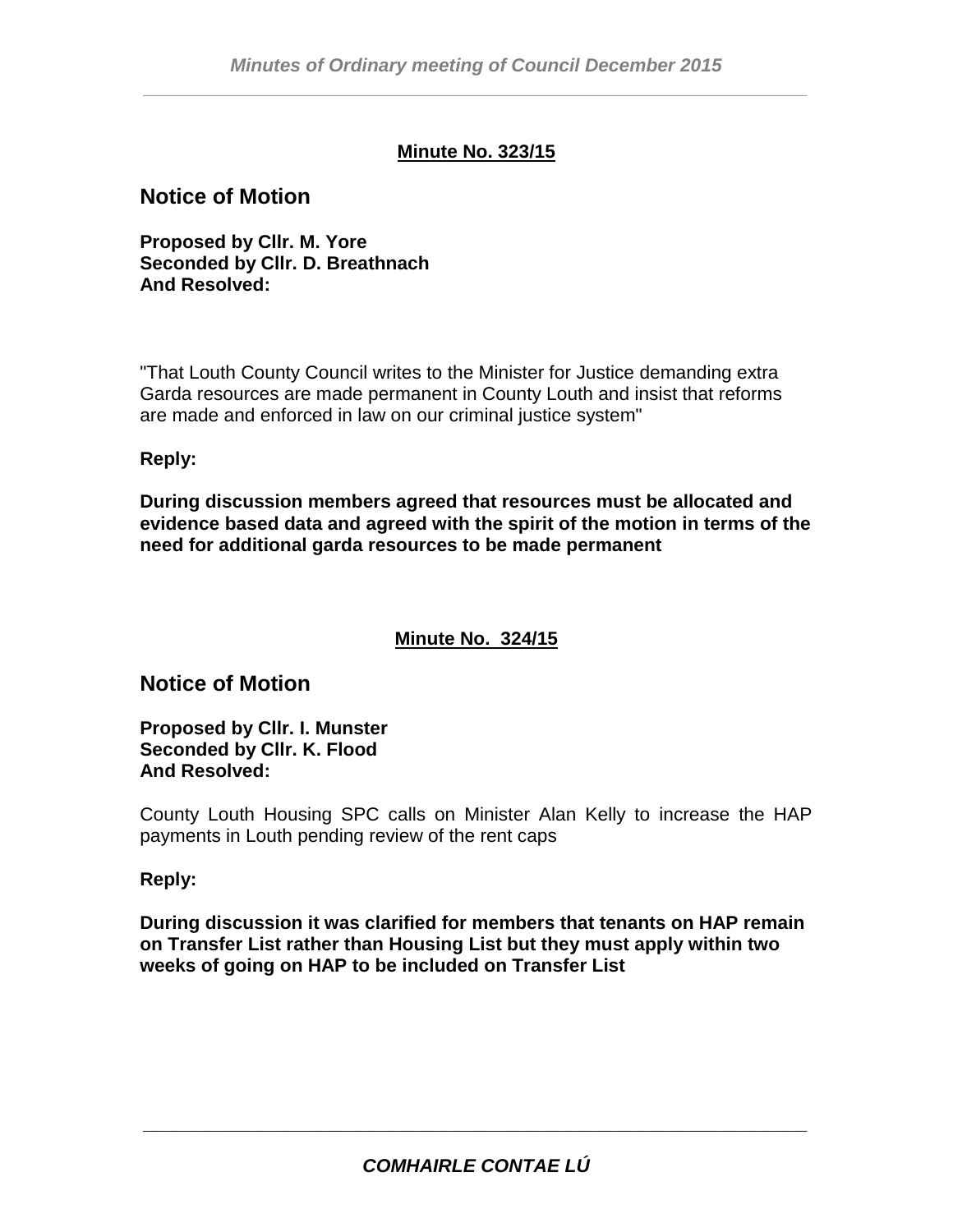**Minute No. 323/15**

## Notice of Motion

**Proposed by Cllr. M. Yore**
**Seconded by Cllr. D. Breathnach**
**And Resolved:**

"That Louth County Council writes to the Minister for Justice demanding extra Garda resources are made permanent in County Louth and insist that reforms are made and enforced in law on our criminal justice system"

**Reply:**

**During discussion members agreed that resources must be allocated and evidence based data and agreed with the spirit of the motion in terms of the need for additional garda resources to be made permanent**

**Minute No. 324/15**

## Notice of Motion

**Proposed by Cllr. I. Munster**
**Seconded by Cllr. K. Flood**
**And Resolved:**

County Louth Housing SPC calls on Minister Alan Kelly to increase the HAP payments in Louth pending review of the rent caps

**Reply:**

**During discussion it was clarified for members that tenants on HAP remain on Transfer List rather than Housing List but they must apply within two weeks of going on HAP to be included on Transfer List**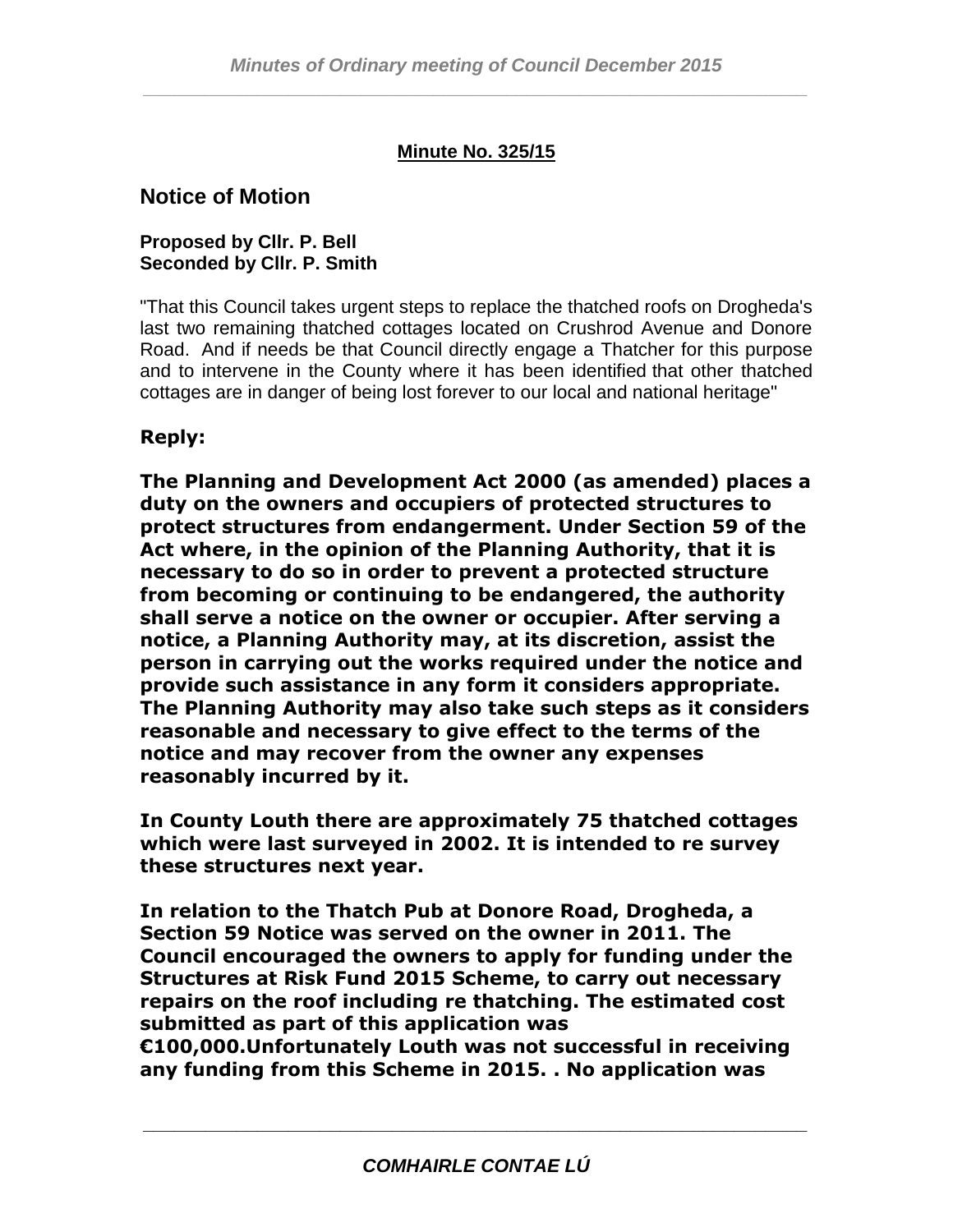**Minute No. 325/15**

## Notice of Motion

**Proposed by Cllr. P. Bell**
**Seconded by Cllr. P. Smith**

"That this Council takes urgent steps to replace the thatched roofs on Drogheda's last two remaining thatched cottages located on Crushrod Avenue and Donore Road. And if needs be that Council directly engage a Thatcher for this purpose and to intervene in the County where it has been identified that other thatched cottages are in danger of being lost forever to our local and national heritage"

**Reply:**

**The Planning and Development Act 2000 (as amended) places a duty on the owners and occupiers of protected structures to protect structures from endangerment. Under Section 59 of the Act where, in the opinion of the Planning Authority, that it is necessary to do so in order to prevent a protected structure from becoming or continuing to be endangered, the authority shall serve a notice on the owner or occupier. After serving a notice, a Planning Authority may, at its discretion, assist the person in carrying out the works required under the notice and provide such assistance in any form it considers appropriate. The Planning Authority may also take such steps as it considers reasonable and necessary to give effect to the terms of the notice and may recover from the owner any expenses reasonably incurred by it.**

**In County Louth there are approximately 75 thatched cottages which were last surveyed in 2002. It is intended to re survey these structures next year.**

**In relation to the Thatch Pub at Donore Road, Drogheda, a Section 59 Notice was served on the owner in 2011. The Council encouraged the owners to apply for funding under the Structures at Risk Fund 2015 Scheme, to carry out necessary repairs on the roof including re thatching. The estimated cost submitted as part of this application was €100,000.Unfortunately Louth was not successful in receiving any funding from this Scheme in 2015. . No application was**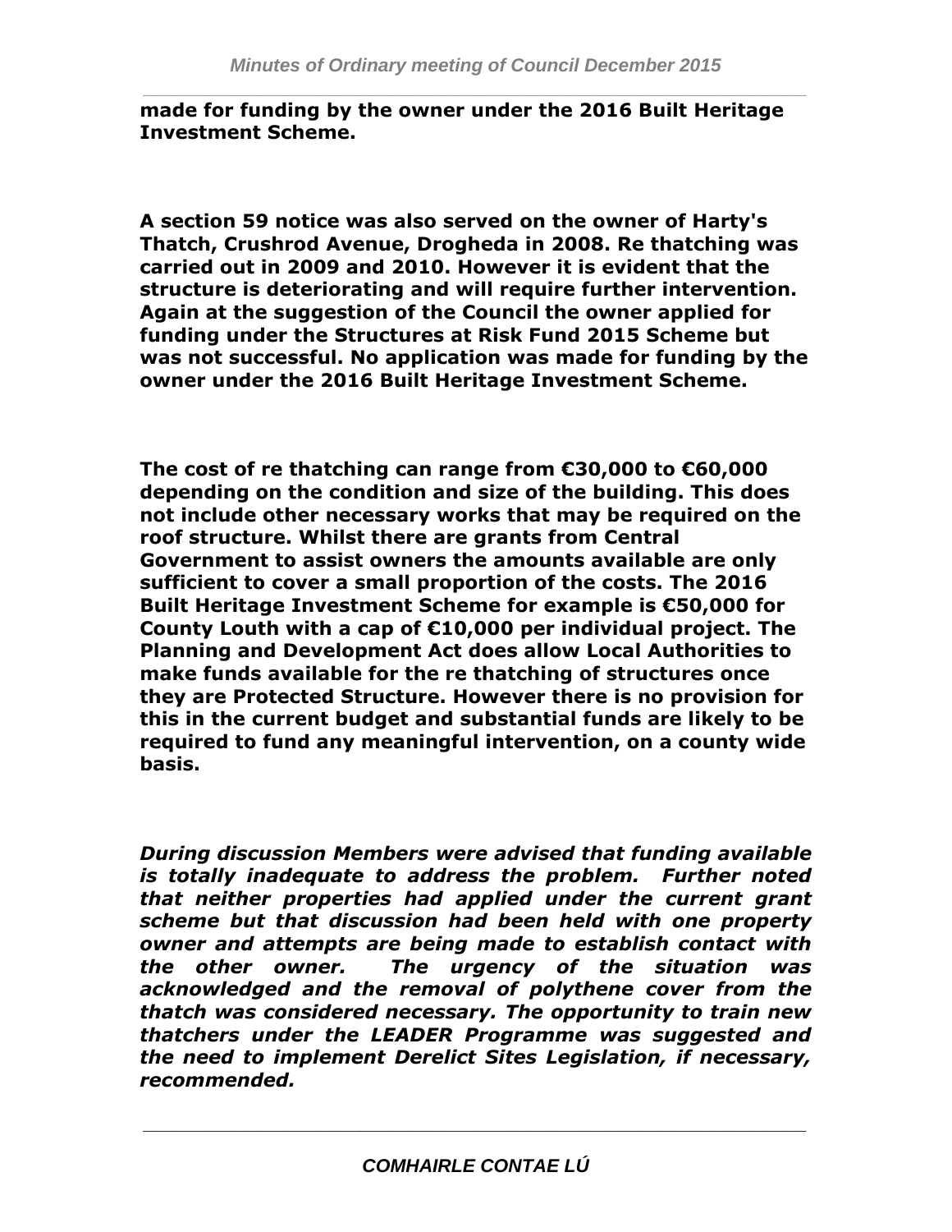**made for funding by the owner under the 2016 Built Heritage Investment Scheme.**

**A section 59 notice was also served on the owner of Harty's Thatch, Crushrod Avenue, Drogheda in 2008. Re thatching was carried out in 2009 and 2010. However it is evident that the structure is deteriorating and will require further intervention. Again at the suggestion of the Council the owner applied for funding under the Structures at Risk Fund 2015 Scheme but was not successful. No application was made for funding by the owner under the 2016 Built Heritage Investment Scheme.**

**The cost of re thatching can range from €30,000 to €60,000 depending on the condition and size of the building. This does not include other necessary works that may be required on the roof structure. Whilst there are grants from Central Government to assist owners the amounts available are only sufficient to cover a small proportion of the costs. The 2016 Built Heritage Investment Scheme for example is €50,000 for County Louth with a cap of €10,000 per individual project. The Planning and Development Act does allow Local Authorities to make funds available for the re thatching of structures once they are Protected Structure. However there is no provision for this in the current budget and substantial funds are likely to be required to fund any meaningful intervention, on a county wide basis.**

***During discussion Members were advised that funding available is totally inadequate to address the problem. Further noted that neither properties had applied under the current grant scheme but that discussion had been held with one property owner and attempts are being made to establish contact with the other owner. The urgency of the situation was acknowledged and the removal of polythene cover from the thatch was considered necessary. The opportunity to train new thatchers under the LEADER Programme was suggested and the need to implement Derelict Sites Legislation, if necessary, recommended.***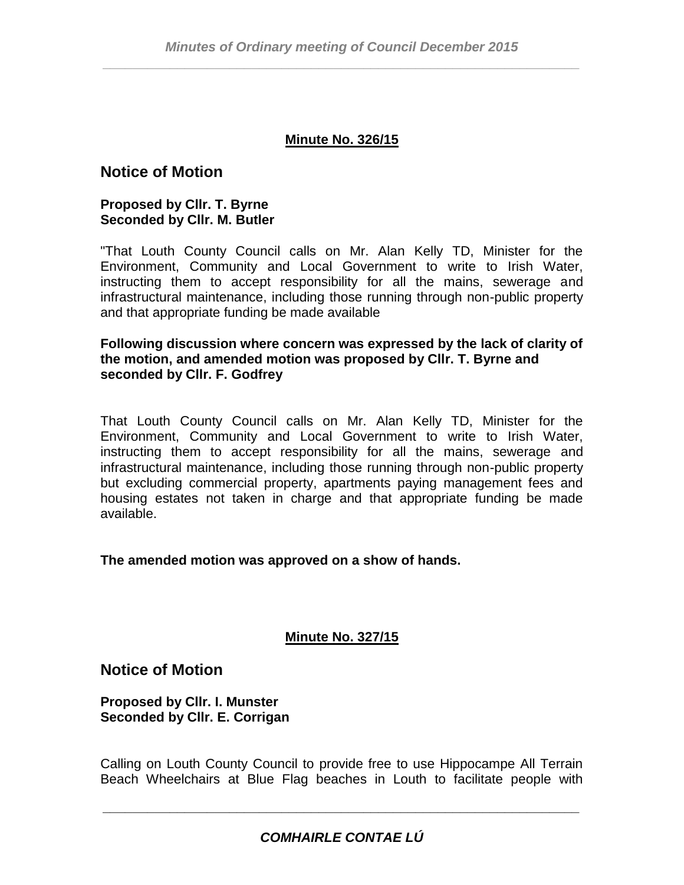**Minute No. 326/15**

## Notice of Motion

**Proposed by Cllr. T. Byrne**
**Seconded by Cllr. M. Butler**

"That Louth County Council calls on Mr. Alan Kelly TD, Minister for the Environment, Community and Local Government to write to Irish Water, instructing them to accept responsibility for all the mains, sewerage and infrastructural maintenance, including those running through non-public property and that appropriate funding be made available

**Following discussion where concern was expressed by the lack of clarity of the motion, and amended motion was proposed by Cllr. T. Byrne and seconded by Cllr. F. Godfrey**

That Louth County Council calls on Mr. Alan Kelly TD, Minister for the Environment, Community and Local Government to write to Irish Water, instructing them to accept responsibility for all the mains, sewerage and infrastructural maintenance, including those running through non-public property but excluding commercial property, apartments paying management fees and housing estates not taken in charge and that appropriate funding be made available.

**The amended motion was approved on a show of hands.**

**Minute No. 327/15**

## Notice of Motion

**Proposed by Cllr. I. Munster**
**Seconded by Cllr. E. Corrigan**

Calling on Louth County Council to provide free to use Hippocampe All Terrain Beach Wheelchairs at Blue Flag beaches in Louth to facilitate people with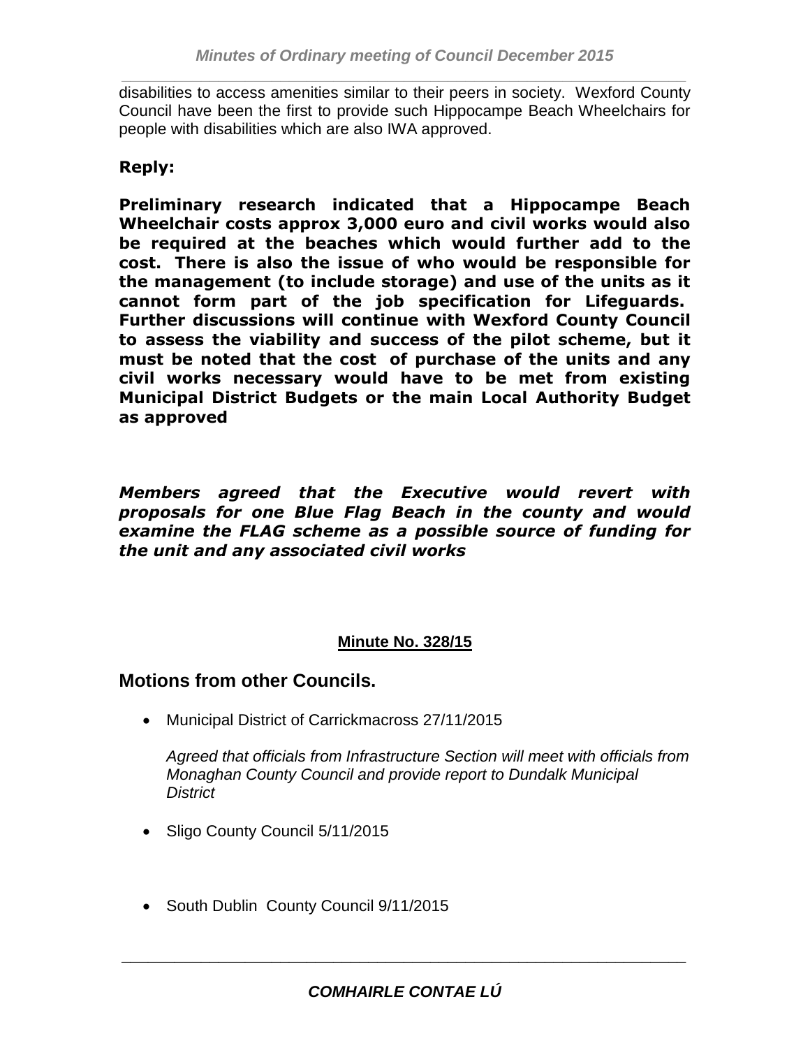disabilities to access amenities similar to their peers in society. Wexford County Council have been the first to provide such Hippocampe Beach Wheelchairs for people with disabilities which are also IWA approved.

**Reply:**

**Preliminary research indicated that a Hippocampe Beach Wheelchair costs approx 3,000 euro and civil works would also be required at the beaches which would further add to the cost. There is also the issue of who would be responsible for the management (to include storage) and use of the units as it cannot form part of the job specification for Lifeguards. Further discussions will continue with Wexford County Council to assess the viability and success of the pilot scheme, but it must be noted that the cost of purchase of the units and any civil works necessary would have to be met from existing Municipal District Budgets or the main Local Authority Budget as approved**

***Members agreed that the Executive would revert with proposals for one Blue Flag Beach in the county and would examine the FLAG scheme as a possible source of funding for the unit and any associated civil works***

**Minute No. 328/15**

## Motions from other Councils.

- Municipal District of Carrickmacross 27/11/2015

  *Agreed that officials from Infrastructure Section will meet with officials from Monaghan County Council and provide report to Dundalk Municipal District*

- Sligo County Council 5/11/2015

- South Dublin County Council 9/11/2015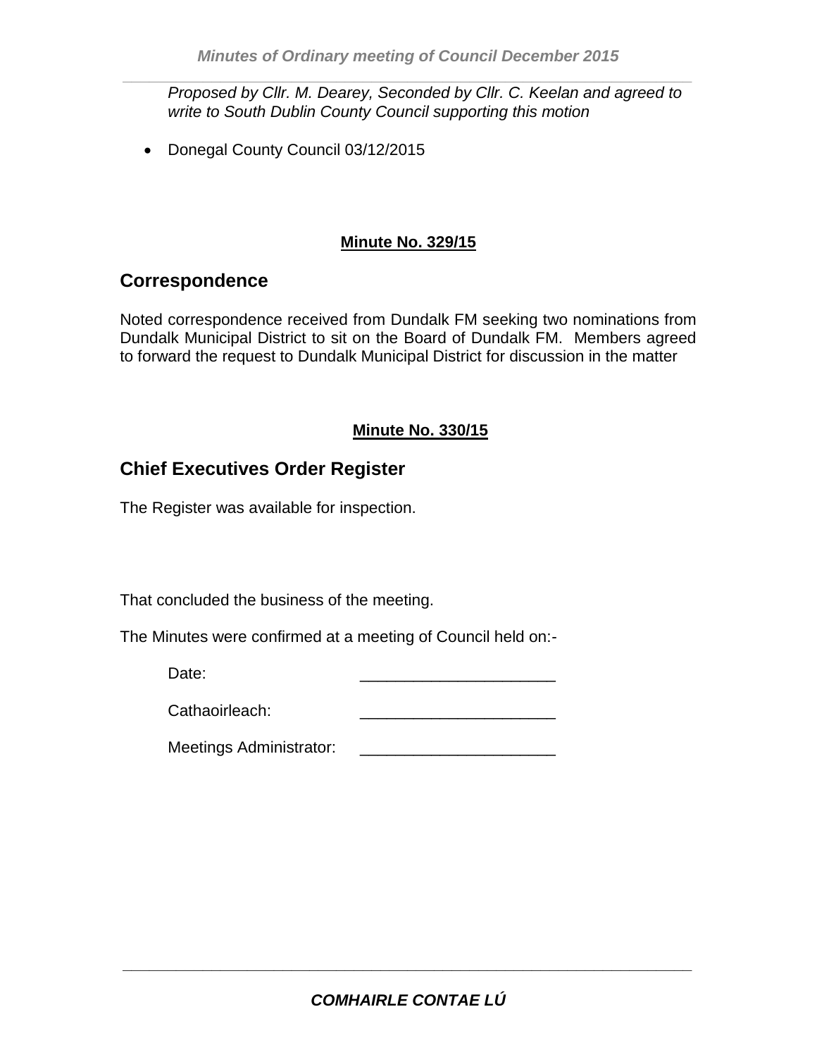*Proposed by Cllr. M. Dearey, Seconded by Cllr. C. Keelan and agreed to write to South Dublin County Council supporting this motion*

- Donegal County Council 03/12/2015

**Minute No. 329/15**

## Correspondence

Noted correspondence received from Dundalk FM seeking two nominations from Dundalk Municipal District to sit on the Board of Dundalk FM. Members agreed to forward the request to Dundalk Municipal District for discussion in the matter

**Minute No. 330/15**

## Chief Executives Order Register

The Register was available for inspection.

That concluded the business of the meeting.

The Minutes were confirmed at a meeting of Council held on:-

Date: ______________________

Cathaoirleach: ______________________

Meetings Administrator: ______________________